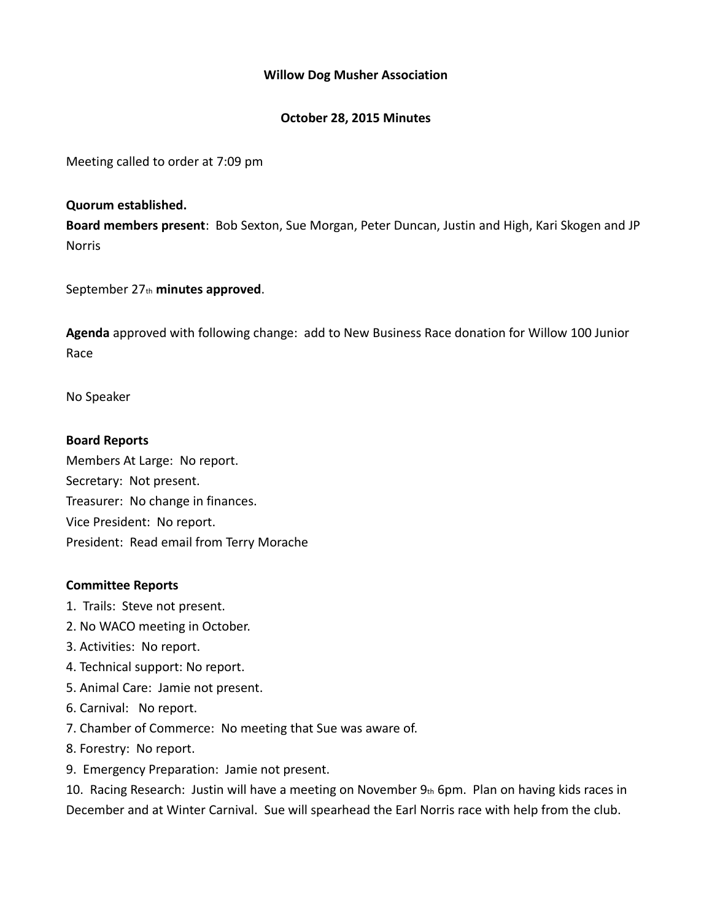**Willow Dog Musher Association**

**October 28, 2015 Minutes**

Meeting called to order at 7:09 pm

**Quorum established.**
**Board members present**: Bob Sexton, Sue Morgan, Peter Duncan, Justin and High, Kari Skogen and JP Norris

September 27th **minutes approved**.

**Agenda** approved with following change: add to New Business Race donation for Willow 100 Junior Race

No Speaker

**Board Reports**
Members At Large: No report.
Secretary: Not present.
Treasurer: No change in finances.
Vice President: No report.
President: Read email from Terry Morache

**Committee Reports**
1. Trails: Steve not present.
2. No WACO meeting in October.
3. Activities: No report.
4. Technical support: No report.
5. Animal Care: Jamie not present.
6. Carnival: No report.
7. Chamber of Commerce: No meeting that Sue was aware of.
8. Forestry: No report.
9. Emergency Preparation: Jamie not present.
10. Racing Research: Justin will have a meeting on November 9th 6pm. Plan on having kids races in December and at Winter Carnival. Sue will spearhead the Earl Norris race with help from the club.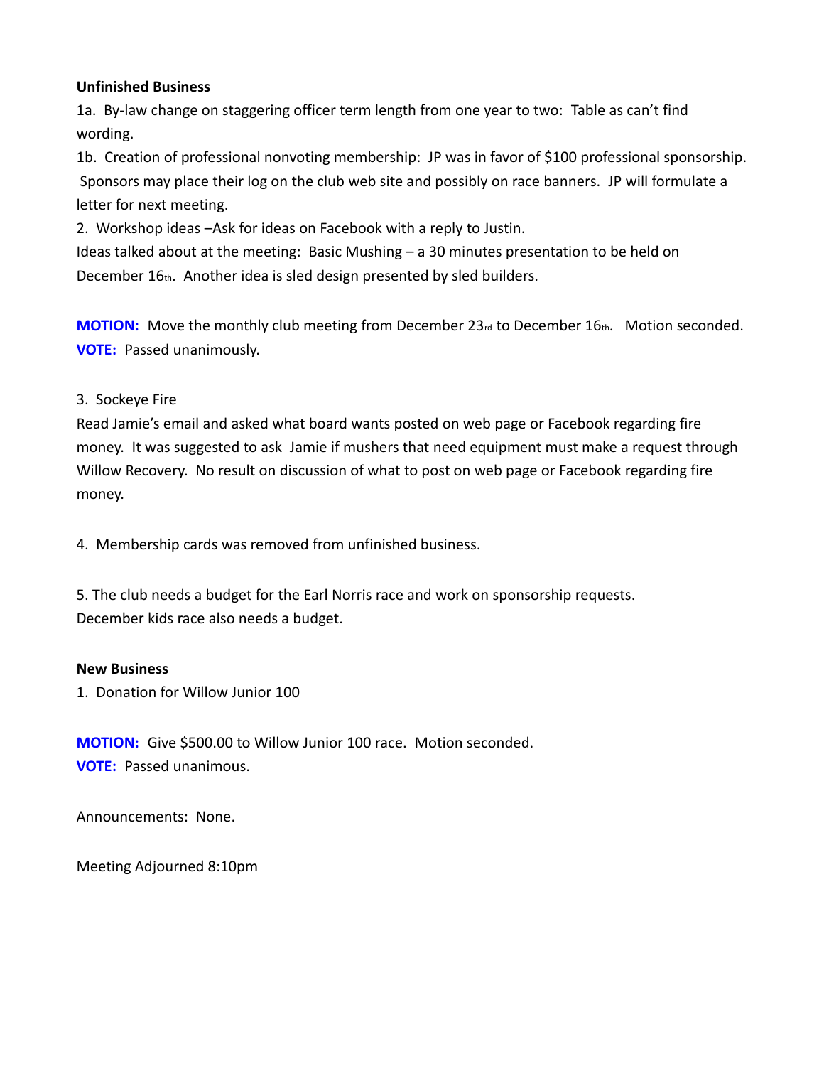**Unfinished Business**

1a. By-law change on staggering officer term length from one year to two: Table as can't find wording.

1b. Creation of professional nonvoting membership: JP was in favor of $100 professional sponsorship. Sponsors may place their log on the club web site and possibly on race banners. JP will formulate a letter for next meeting.

2. Workshop ideas –Ask for ideas on Facebook with a reply to Justin.

Ideas talked about at the meeting: Basic Mushing – a 30 minutes presentation to be held on December 16th. Another idea is sled design presented by sled builders.

**MOTION:** Move the monthly club meeting from December 23rd to December 16th. Motion seconded.
**VOTE:** Passed unanimously.

3. Sockeye Fire

Read Jamie's email and asked what board wants posted on web page or Facebook regarding fire money. It was suggested to ask Jamie if mushers that need equipment must make a request through Willow Recovery. No result on discussion of what to post on web page or Facebook regarding fire money.

4. Membership cards was removed from unfinished business.

5. The club needs a budget for the Earl Norris race and work on sponsorship requests.
December kids race also needs a budget.

**New Business**

1. Donation for Willow Junior 100

**MOTION:** Give $500.00 to Willow Junior 100 race. Motion seconded.
**VOTE:** Passed unanimous.

Announcements: None.

Meeting Adjourned 8:10pm